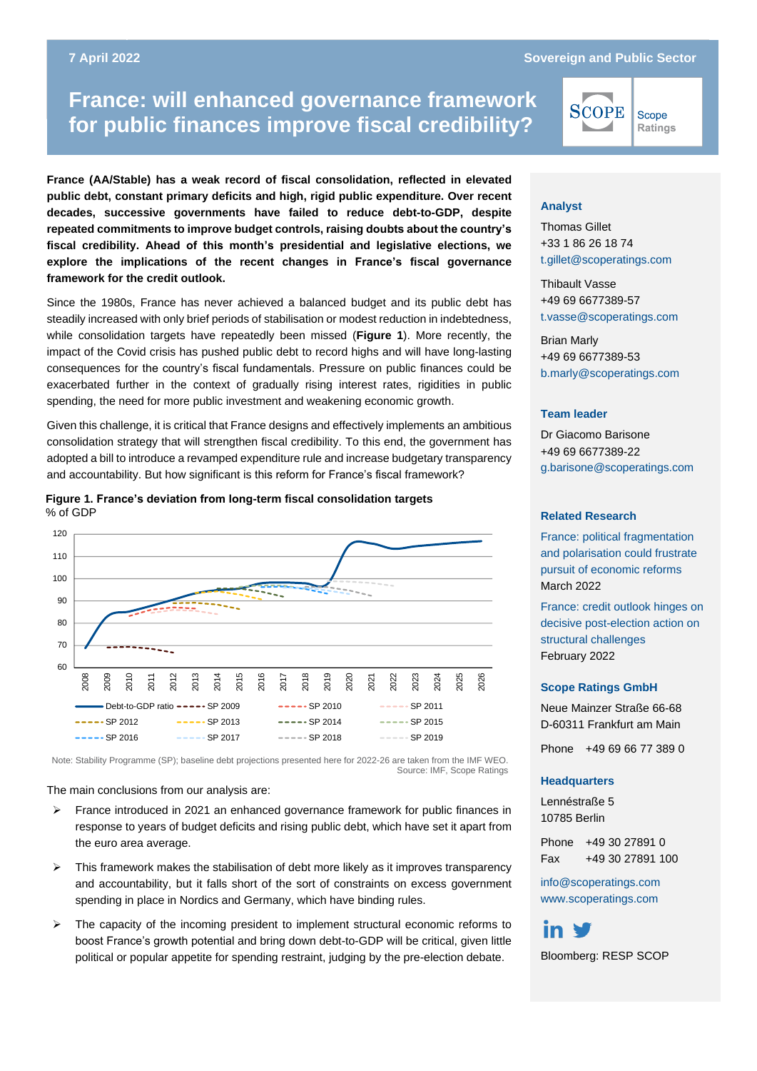7 April 2022

Sovereign and Public Sector

# France: will enhanced governance framework for public finances improve fiscal credibility?

**France (AA/Stable) has a weak record of fiscal consolidation, reflected in elevated public debt, constant primary deficits and high, rigid public expenditure. Over recent decades, successive governments have failed to reduce debt-to-GDP, despite repeated commitments to improve budget controls, raising doubts about the country's fiscal credibility. Ahead of this month's presidential and legislative elections, we explore the implications of the recent changes in France's fiscal governance framework for the credit outlook.**

Since the 1980s, France has never achieved a balanced budget and its public debt has steadily increased with only brief periods of stabilisation or modest reduction in indebtedness, while consolidation targets have repeatedly been missed (**Figure 1**). More recently, the impact of the Covid crisis has pushed public debt to record highs and will have long-lasting consequences for the country's fiscal fundamentals. Pressure on public finances could be exacerbated further in the context of gradually rising interest rates, rigidities in public spending, the need for more public investment and weakening economic growth.

Given this challenge, it is critical that France designs and effectively implements an ambitious consolidation strategy that will strengthen fiscal credibility. To this end, the government has adopted a bill to introduce a revamped expenditure rule and increase budgetary transparency and accountability. But how significant is this reform for France's fiscal framework?

**Figure 1. France's deviation from long-term fiscal consolidation targets**
% of GDP

Legend: Debt-to-GDP ratio; SP 2009; SP 2010; SP 2011; SP 2012; SP 2013; SP 2014; SP 2015; SP 2016; SP 2017; SP 2018; SP 2019

Note: Stability Programme (SP); baseline debt projections presented here for 2022-26 are taken from the IMF WEO.
Source: IMF, Scope Ratings

The main conclusions from our analysis are:

- France introduced in 2021 an enhanced governance framework for public finances in response to years of budget deficits and rising public debt, which have set it apart from the euro area average.
- This framework makes the stabilisation of debt more likely as it improves transparency and accountability, but it falls short of the sort of constraints on excess government spending in place in Nordics and Germany, which have binding rules.
- The capacity of the incoming president to implement structural economic reforms to boost France's growth potential and bring down debt-to-GDP will be critical, given little political or popular appetite for spending restraint, judging by the pre-election debate.

### Analyst

Thomas Gillet
+33 1 86 26 18 74
t.gillet@scoperatings.com

Thibault Vasse
+49 69 6677389-57
t.vasse@scoperatings.com

Brian Marly
+49 69 6677389-53
b.marly@scoperatings.com

### Team leader

Dr Giacomo Barisone
+49 69 6677389-22
g.barisone@scoperatings.com

### Related Research

France: political fragmentation and polarisation could frustrate pursuit of economic reforms
March 2022

France: credit outlook hinges on decisive post-election action on structural challenges
February 2022

### Scope Ratings GmbH

Neue Mainzer Straße 66-68
D-60311 Frankfurt am Main

Phone +49 69 66 77 389 0

### Headquarters

Lennéstraße 5
10785 Berlin

Phone +49 30 27891 0
Fax +49 30 27891 100

info@scoperatings.com
www.scoperatings.com

Bloomberg: RESP SCOP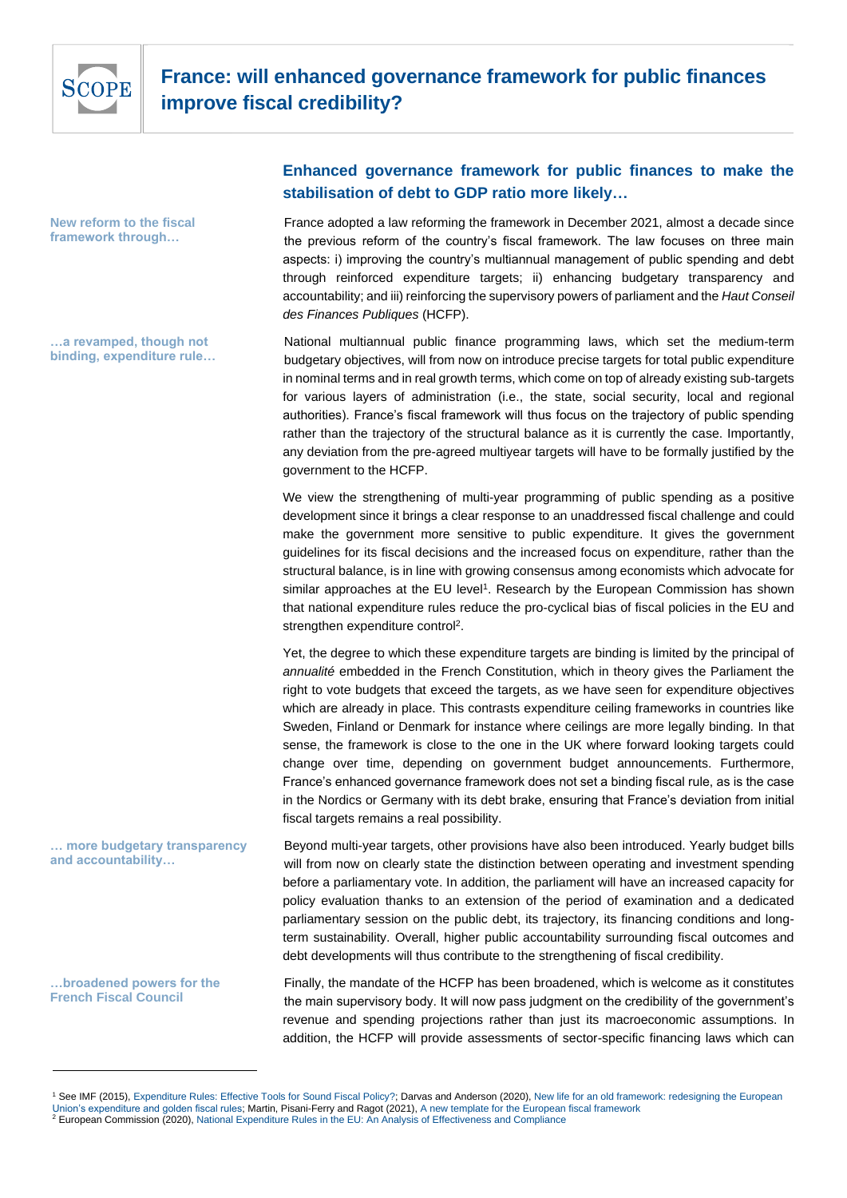# France: will enhanced governance framework for public finances improve fiscal credibility?

## Enhanced governance framework for public finances to make the stabilisation of debt to GDP ratio more likely…

**New reform to the fiscal framework through…**

France adopted a law reforming the framework in December 2021, almost a decade since the previous reform of the country's fiscal framework. The law focuses on three main aspects: i) improving the country's multiannual management of public spending and debt through reinforced expenditure targets; ii) enhancing budgetary transparency and accountability; and iii) reinforcing the supervisory powers of parliament and the *Haut Conseil des Finances Publiques* (HCFP).

**…a revamped, though not binding, expenditure rule…**

National multiannual public finance programming laws, which set the medium-term budgetary objectives, will from now on introduce precise targets for total public expenditure in nominal terms and in real growth terms, which come on top of already existing sub-targets for various layers of administration (i.e., the state, social security, local and regional authorities). France's fiscal framework will thus focus on the trajectory of public spending rather than the trajectory of the structural balance as it is currently the case. Importantly, any deviation from the pre-agreed multiyear targets will have to be formally justified by the government to the HCFP.

We view the strengthening of multi-year programming of public spending as a positive development since it brings a clear response to an unaddressed fiscal challenge and could make the government more sensitive to public expenditure. It gives the government guidelines for its fiscal decisions and the increased focus on expenditure, rather than the structural balance, is in line with growing consensus among economists which advocate for similar approaches at the EU level[1]. Research by the European Commission has shown that national expenditure rules reduce the pro-cyclical bias of fiscal policies in the EU and strengthen expenditure control[2].

Yet, the degree to which these expenditure targets are binding is limited by the principal of *annualité* embedded in the French Constitution, which in theory gives the Parliament the right to vote budgets that exceed the targets, as we have seen for expenditure objectives which are already in place. This contrasts expenditure ceiling frameworks in countries like Sweden, Finland or Denmark for instance where ceilings are more legally binding. In that sense, the framework is close to the one in the UK where forward looking targets could change over time, depending on government budget announcements. Furthermore, France's enhanced governance framework does not set a binding fiscal rule, as is the case in the Nordics or Germany with its debt brake, ensuring that France's deviation from initial fiscal targets remains a real possibility.

**… more budgetary transparency and accountability…**

Beyond multi-year targets, other provisions have also been introduced. Yearly budget bills will from now on clearly state the distinction between operating and investment spending before a parliamentary vote. In addition, the parliament will have an increased capacity for policy evaluation thanks to an extension of the period of examination and a dedicated parliamentary session on the public debt, its trajectory, its financing conditions and long-term sustainability. Overall, higher public accountability surrounding fiscal outcomes and debt developments will thus contribute to the strengthening of fiscal credibility.

**…broadened powers for the French Fiscal Council**

Finally, the mandate of the HCFP has been broadened, which is welcome as it constitutes the main supervisory body. It will now pass judgment on the credibility of the government's revenue and spending projections rather than just its macroeconomic assumptions. In addition, the HCFP will provide assessments of sector-specific financing laws which can

---

[1] See IMF (2015), Expenditure Rules: Effective Tools for Sound Fiscal Policy?; Darvas and Anderson (2020), New life for an old framework: redesigning the European Union's expenditure and golden fiscal rules; Martin, Pisani-Ferry and Ragot (2021), A new template for the European fiscal framework

[2] European Commission (2020), National Expenditure Rules in the EU: An Analysis of Effectiveness and Compliance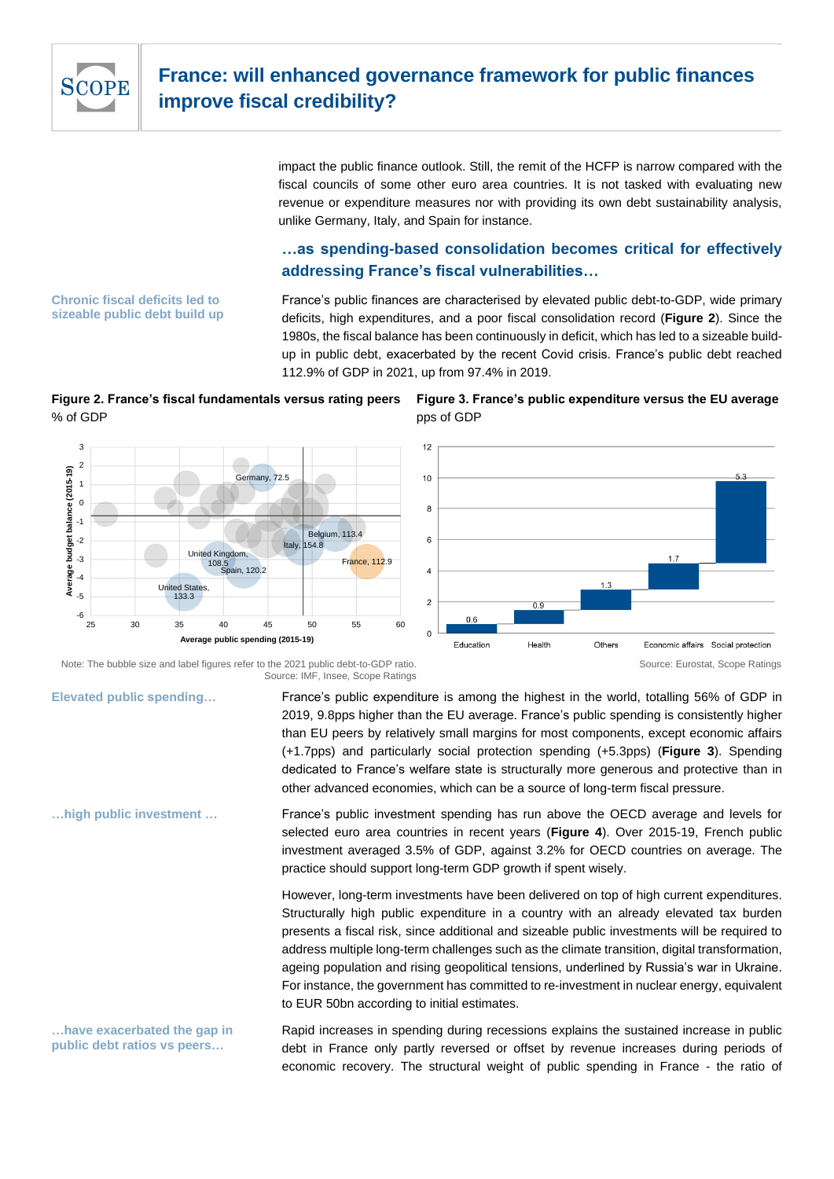impact the public finance outlook. Still, the remit of the HCFP is narrow compared with the fiscal councils of some other euro area countries. It is not tasked with evaluating new revenue or expenditure measures nor with providing its own debt sustainability analysis, unlike Germany, Italy, and Spain for instance.

## …as spending-based consolidation becomes critical for effectively addressing France's fiscal vulnerabilities…

**Chronic fiscal deficits led to sizeable public debt build up**

France's public finances are characterised by elevated public debt-to-GDP, wide primary deficits, high expenditures, and a poor fiscal consolidation record (**Figure 2**). Since the 1980s, the fiscal balance has been continuously in deficit, which has led to a sizeable build-up in public debt, exacerbated by the recent Covid crisis. France's public debt reached 112.9% of GDP in 2021, up from 97.4% in 2019.

**Figure 2. France's fiscal fundamentals versus rating peers**
% of GDP

Note: The bubble size and label figures refer to the 2021 public debt-to-GDP ratio.
Source: IMF, Insee, Scope Ratings

**Figure 3. France's public expenditure versus the EU average**
pps of GDP

| Component | pps of GDP |
|---|---|
| Education | 0.6 |
| Health | 0.9 |
| Others | 1.3 |
| Economic affairs | 1.7 |
| Social protection | 5.3 |

Source: Eurostat, Scope Ratings

**Elevated public spending…**

France's public expenditure is among the highest in the world, totalling 56% of GDP in 2019, 9.8pps higher than the EU average. France's public spending is consistently higher than EU peers by relatively small margins for most components, except economic affairs (+1.7pps) and particularly social protection spending (+5.3pps) (**Figure 3**). Spending dedicated to France's welfare state is structurally more generous and protective than in other advanced economies, which can be a source of long-term fiscal pressure.

**…high public investment …**

France's public investment spending has run above the OECD average and levels for selected euro area countries in recent years (**Figure 4**). Over 2015-19, French public investment averaged 3.5% of GDP, against 3.2% for OECD countries on average. The practice should support long-term GDP growth if spent wisely.

However, long-term investments have been delivered on top of high current expenditures. Structurally high public expenditure in a country with an already elevated tax burden presents a fiscal risk, since additional and sizeable public investments will be required to address multiple long-term challenges such as the climate transition, digital transformation, ageing population and rising geopolitical tensions, underlined by Russia's war in Ukraine. For instance, the government has committed to re-investment in nuclear energy, equivalent to EUR 50bn according to initial estimates.

**…have exacerbated the gap in public debt ratios vs peers…**

Rapid increases in spending during recessions explains the sustained increase in public debt in France only partly reversed or offset by revenue increases during periods of economic recovery. The structural weight of public spending in France - the ratio of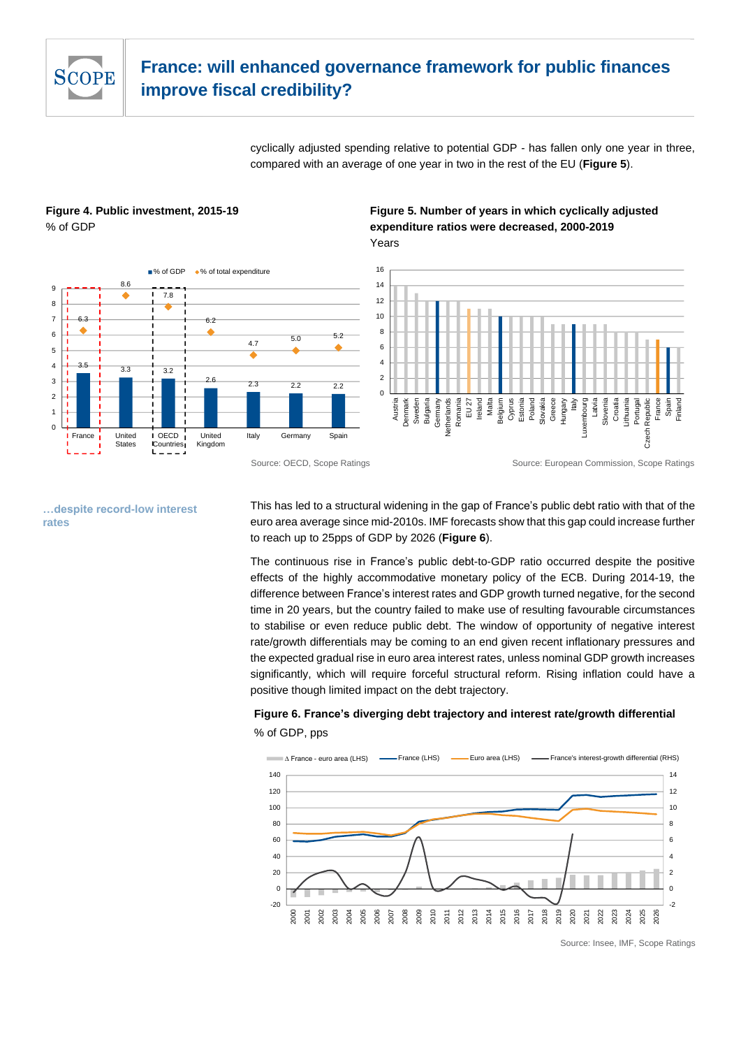cyclically adjusted spending relative to potential GDP - has fallen only one year in three, compared with an average of one year in two in the rest of the EU (**Figure 5**).

**Figure 4. Public investment, 2015-19**
% of GDP

Source: OECD, Scope Ratings

**Figure 5. Number of years in which cyclically adjusted expenditure ratios were decreased, 2000-2019**
Years

Source: European Commission, Scope Ratings

**…despite record-low interest rates**

This has led to a structural widening in the gap of France's public debt ratio with that of the euro area average since mid-2010s. IMF forecasts show that this gap could increase further to reach up to 25pps of GDP by 2026 (**Figure 6**).

The continuous rise in France's public debt-to-GDP ratio occurred despite the positive effects of the highly accommodative monetary policy of the ECB. During 2014-19, the difference between France's interest rates and GDP growth turned negative, for the second time in 20 years, but the country failed to make use of resulting favourable circumstances to stabilise or even reduce public debt. The window of opportunity of negative interest rate/growth differentials may be coming to an end given recent inflationary pressures and the expected gradual rise in euro area interest rates, unless nominal GDP growth increases significantly, which will require forceful structural reform. Rising inflation could have a positive though limited impact on the debt trajectory.

**Figure 6. France's diverging debt trajectory and interest rate/growth differential**
% of GDP, pps

Source: Insee, IMF, Scope Ratings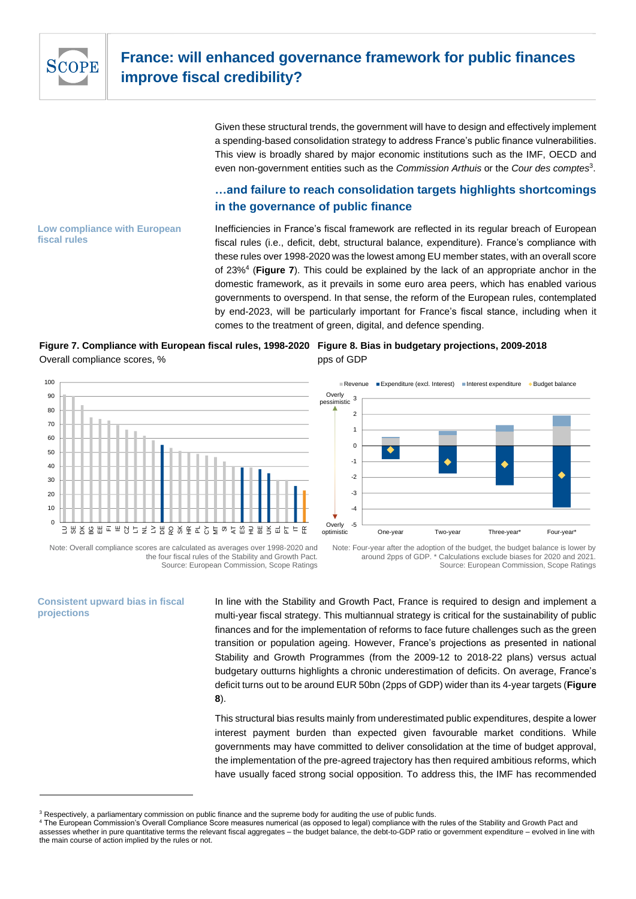Given these structural trends, the government will have to design and effectively implement a spending-based consolidation strategy to address France's public finance vulnerabilities. This view is broadly shared by major economic institutions such as the IMF, OECD and even non-government entities such as the *Commission Arthuis* or the *Cour des comptes*[3].

## …and failure to reach consolidation targets highlights shortcomings in the governance of public finance

**Low compliance with European fiscal rules**

Inefficiencies in France's fiscal framework are reflected in its regular breach of European fiscal rules (i.e., deficit, debt, structural balance, expenditure). France's compliance with these rules over 1998-2020 was the lowest among EU member states, with an overall score of 23%[4] (**Figure 7**). This could be explained by the lack of an appropriate anchor in the domestic framework, as it prevails in some euro area peers, which has enabled various governments to overspend. In that sense, the reform of the European rules, contemplated by end-2023, will be particularly important for France's fiscal stance, including when it comes to the treatment of green, digital, and defence spending.

**Figure 7. Compliance with European fiscal rules, 1998-2020**

Overall compliance scores, %

Note: Overall compliance scores are calculated as averages over 1998-2020 and the four fiscal rules of the Stability and Growth Pact.
Source: European Commission, Scope Ratings

**Figure 8. Bias in budgetary projections, 2009-2018**

pps of GDP

Note: Four-year after the adoption of the budget, the budget balance is lower by around 2pps of GDP. * Calculations exclude biases for 2020 and 2021.
Source: European Commission, Scope Ratings

**Consistent upward bias in fiscal projections**

In line with the Stability and Growth Pact, France is required to design and implement a multi-year fiscal strategy. This multiannual strategy is critical for the sustainability of public finances and for the implementation of reforms to face future challenges such as the green transition or population ageing. However, France's projections as presented in national Stability and Growth Programmes (from the 2009-12 to 2018-22 plans) versus actual budgetary outturns highlights a chronic underestimation of deficits. On average, France's deficit turns out to be around EUR 50bn (2pps of GDP) wider than its 4-year targets (**Figure 8**).

This structural bias results mainly from underestimated public expenditures, despite a lower interest payment burden than expected given favourable market conditions. While governments may have committed to deliver consolidation at the time of budget approval, the implementation of the pre-agreed trajectory has then required ambitious reforms, which have usually faced strong social opposition. To address this, the IMF has recommended

---

[3] Respectively, a parliamentary commission on public finance and the supreme body for auditing the use of public funds.

[4] The European Commission's Overall Compliance Score measures numerical (as opposed to legal) compliance with the rules of the Stability and Growth Pact and assesses whether in pure quantitative terms the relevant fiscal aggregates – the budget balance, the debt-to-GDP ratio or government expenditure – evolved in line with the main course of action implied by the rules or not.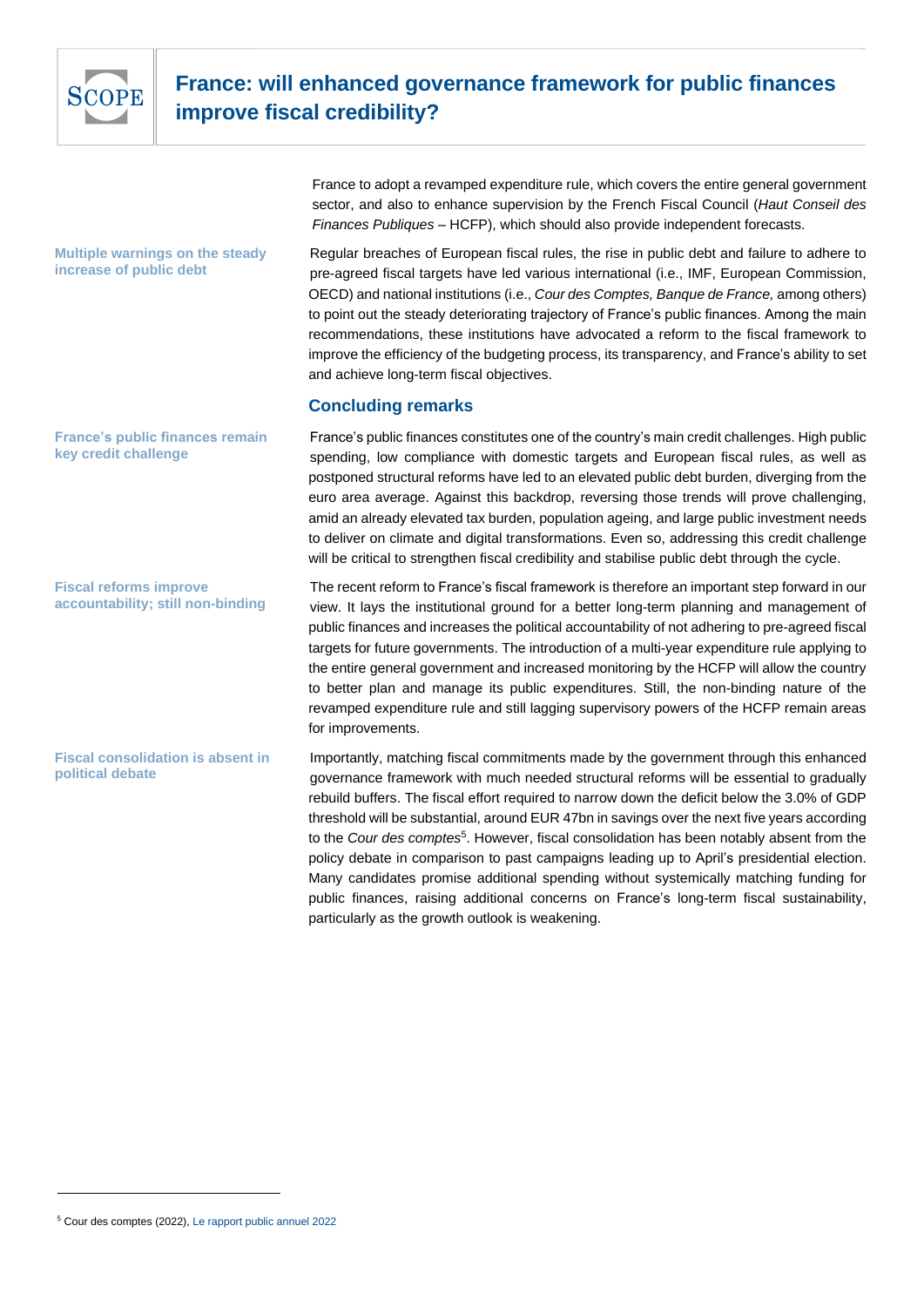France to adopt a revamped expenditure rule, which covers the entire general government sector, and also to enhance supervision by the French Fiscal Council (*Haut Conseil des Finances Publiques* – HCFP), which should also provide independent forecasts.

**Multiple warnings on the steady increase of public debt**

Regular breaches of European fiscal rules, the rise in public debt and failure to adhere to pre-agreed fiscal targets have led various international (i.e., IMF, European Commission, OECD) and national institutions (i.e., *Cour des Comptes, Banque de France,* among others) to point out the steady deteriorating trajectory of France's public finances. Among the main recommendations, these institutions have advocated a reform to the fiscal framework to improve the efficiency of the budgeting process, its transparency, and France's ability to set and achieve long-term fiscal objectives.

## Concluding remarks

**France's public finances remain key credit challenge**

France's public finances constitutes one of the country's main credit challenges. High public spending, low compliance with domestic targets and European fiscal rules, as well as postponed structural reforms have led to an elevated public debt burden, diverging from the euro area average. Against this backdrop, reversing those trends will prove challenging, amid an already elevated tax burden, population ageing, and large public investment needs to deliver on climate and digital transformations. Even so, addressing this credit challenge will be critical to strengthen fiscal credibility and stabilise public debt through the cycle.

**Fiscal reforms improve accountability; still non-binding**

The recent reform to France's fiscal framework is therefore an important step forward in our view. It lays the institutional ground for a better long-term planning and management of public finances and increases the political accountability of not adhering to pre-agreed fiscal targets for future governments. The introduction of a multi-year expenditure rule applying to the entire general government and increased monitoring by the HCFP will allow the country to better plan and manage its public expenditures. Still, the non-binding nature of the revamped expenditure rule and still lagging supervisory powers of the HCFP remain areas for improvements.

**Fiscal consolidation is absent in political debate**

Importantly, matching fiscal commitments made by the government through this enhanced governance framework with much needed structural reforms will be essential to gradually rebuild buffers. The fiscal effort required to narrow down the deficit below the 3.0% of GDP threshold will be substantial, around EUR 47bn in savings over the next five years according to the *Cour des comptes*[5]. However, fiscal consolidation has been notably absent from the policy debate in comparison to past campaigns leading up to April's presidential election. Many candidates promise additional spending without systemically matching funding for public finances, raising additional concerns on France's long-term fiscal sustainability, particularly as the growth outlook is weakening.

---

[5] Cour des comptes (2022), Le rapport public annuel 2022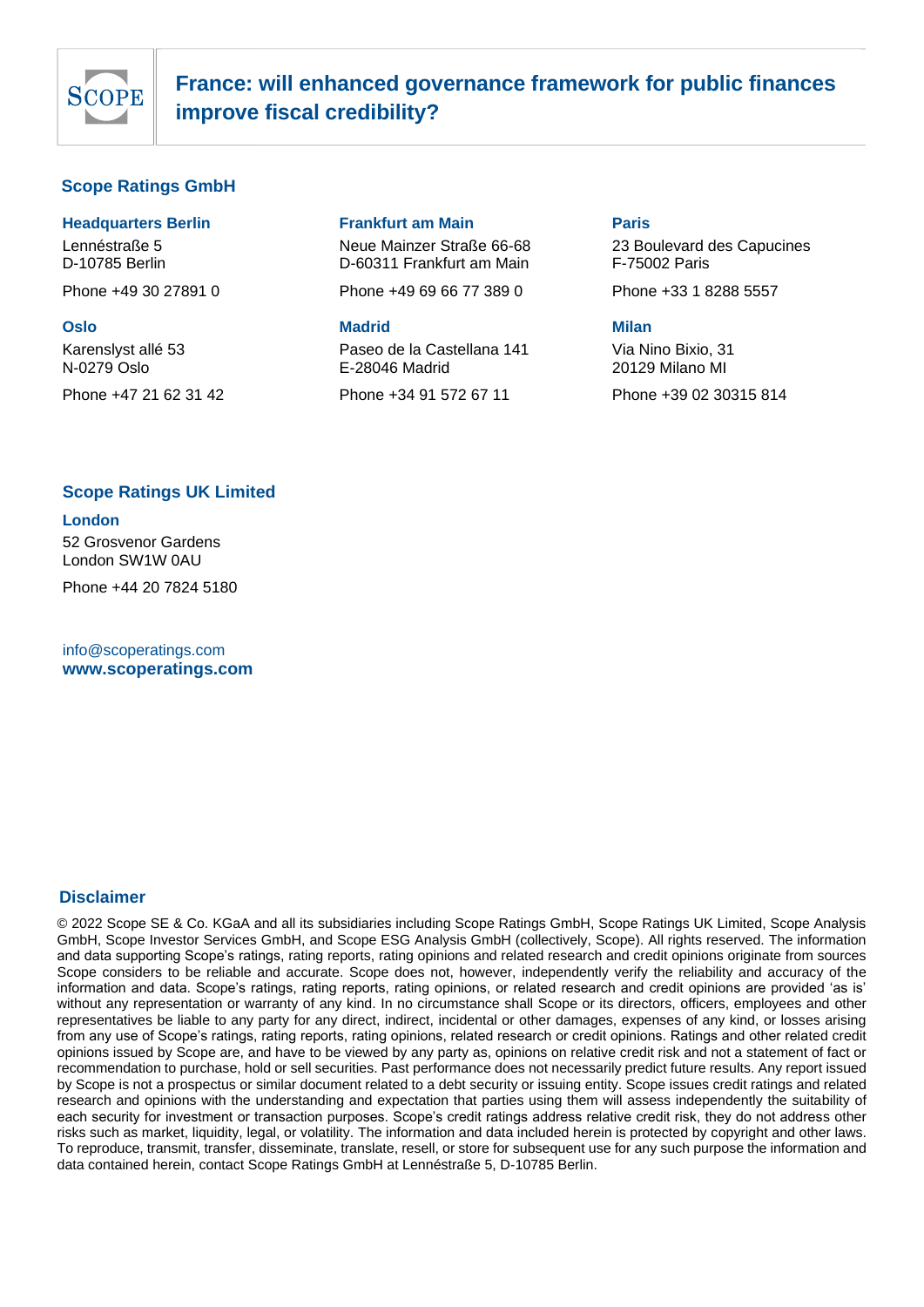## Scope Ratings GmbH

**Headquarters Berlin**
Lennéstraße 5
D-10785 Berlin

Phone +49 30 27891 0

**Frankfurt am Main**
Neue Mainzer Straße 66-68
D-60311 Frankfurt am Main

Phone +49 69 66 77 389 0

**Paris**
23 Boulevard des Capucines
F-75002 Paris

Phone +33 1 8288 5557

**Oslo**
Karenslyst allé 53
N-0279 Oslo

Phone +47 21 62 31 42

**Madrid**
Paseo de la Castellana 141
E-28046 Madrid

Phone +34 91 572 67 11

**Milan**
Via Nino Bixio, 31
20129 Milano MI

Phone +39 02 30315 814

## Scope Ratings UK Limited

**London**
52 Grosvenor Gardens
London SW1W 0AU

Phone +44 20 7824 5180

info@scoperatings.com
**www.scoperatings.com**

## Disclaimer

© 2022 Scope SE & Co. KGaA and all its subsidiaries including Scope Ratings GmbH, Scope Ratings UK Limited, Scope Analysis GmbH, Scope Investor Services GmbH, and Scope ESG Analysis GmbH (collectively, Scope). All rights reserved. The information and data supporting Scope's ratings, rating reports, rating opinions and related research and credit opinions originate from sources Scope considers to be reliable and accurate. Scope does not, however, independently verify the reliability and accuracy of the information and data. Scope's ratings, rating reports, rating opinions, or related research and credit opinions are provided 'as is' without any representation or warranty of any kind. In no circumstance shall Scope or its directors, officers, employees and other representatives be liable to any party for any direct, indirect, incidental or other damages, expenses of any kind, or losses arising from any use of Scope's ratings, rating reports, rating opinions, related research or credit opinions. Ratings and other related credit opinions issued by Scope are, and have to be viewed by any party as, opinions on relative credit risk and not a statement of fact or recommendation to purchase, hold or sell securities. Past performance does not necessarily predict future results. Any report issued by Scope is not a prospectus or similar document related to a debt security or issuing entity. Scope issues credit ratings and related research and opinions with the understanding and expectation that parties using them will assess independently the suitability of each security for investment or transaction purposes. Scope's credit ratings address relative credit risk, they do not address other risks such as market, liquidity, legal, or volatility. The information and data included herein is protected by copyright and other laws. To reproduce, transmit, transfer, disseminate, translate, resell, or store for subsequent use for any such purpose the information and data contained herein, contact Scope Ratings GmbH at Lennéstraße 5, D-10785 Berlin.